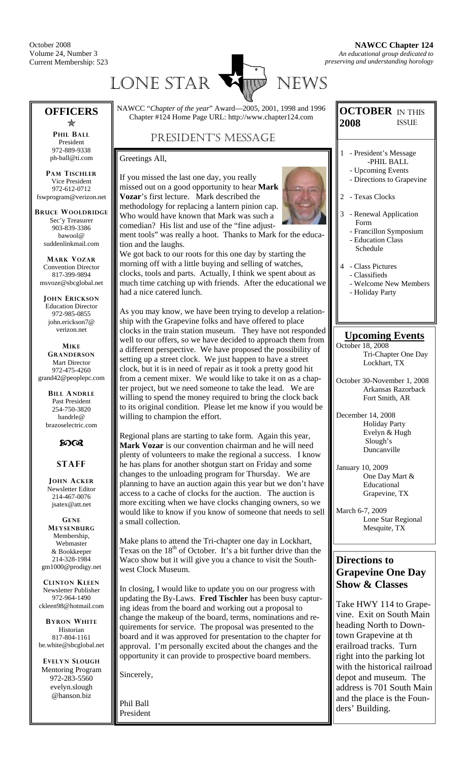October 2008
Volume 24, Number 3
Current Membership: 523

**NAWCC Chapter 124**
*An educational group dedicated to preserving and understanding horology*

# LONE STAR NEWS

NAWCC "*Chapter of the year*" Award—2005, 2001, 1998 and 1996
Chapter #124 Home Page URL: http://www.chapter124.com

## PRESIDENT'S MESSAGE

Greetings All,

If you missed the last one day, you really missed out on a good opportunity to hear **Mark Vozar**'s first lecture. Mark described the methodology for replacing a lantern pinion cap. Who would have known that Mark was such a comedian? His list and use of the "fine adjustment tools" was really a hoot. Thanks to Mark for the education and the laughs.

We got back to our roots for this one day by starting the morning off with a little buying and selling of watches, clocks, tools and parts. Actually, I think we spent about as much time catching up with friends. After the educational we had a nice catered lunch.

As you may know, we have been trying to develop a relationship with the Grapevine folks and have offered to place clocks in the train station museum. They have not responded well to our offers, so we have decided to approach them from a different perspective. We have proposed the possibility of setting up a street clock. We just happen to have a street clock, but it is in need of repair as it took a pretty good hit from a cement mixer. We would like to take it on as a chapter project, but we need someone to take the lead. We are willing to spend the money required to bring the clock back to its original condition. Please let me know if you would be willing to champion the effort.

Regional plans are starting to take form. Again this year, **Mark Vozar** is our convention chairman and he will need plenty of volunteers to make the regional a success. I know he has plans for another shotgun start on Friday and some changes to the unloading program for Thursday. We are planning to have an auction again this year but we don't have access to a cache of clocks for the auction. The auction is more exciting when we have clocks changing owners, so we would like to know if you know of someone that needs to sell a small collection.

Make plans to attend the Tri-chapter one day in Lockhart, Texas on the 18th of October. It's a bit further drive than the Waco show but it will give you a chance to visit the Southwest Clock Museum.

In closing, I would like to update you on our progress with updating the By-Laws. **Fred Tischler** has been busy capturing ideas from the board and working out a proposal to change the makeup of the board, terms, nominations and requirements for service. The proposal was presented to the board and it was approved for presentation to the chapter for approval. I'm personally excited about the changes and the opportunity it can provide to prospective board members.

Sincerely,

Phil Ball
President

## OFFICERS

**PHIL BALL**
President
972-889-9338
ph-ball@ti.com

**PAM TISCHLER**
Vice President
972-612-0712
fswprogram@verizon.net

**BRUCE WOOLDRIDGE**
Sec'y Treasurer
903-839-3386
bawool@suddenlinkmail.com

**MARK VOZAR**
Convention Director
817-399-9894
msvoze@sbcglobal.net

**JOHN ERICKSON**
Education Director
972-985-0855
john.erickson7@verizon.net

**MIKE GRANDERSON**
Mart Director
972-475-4260
grand42@peoplepc.com

**BILL ANDRLE**
Past President
254-750-3820
bandrle@brazoselectric.com

## STAFF

**JOHN ACKER**
Newsletter Editor
214-467-0076
jsatex@att.net

**GENE MEYSENBURG**
Membership, Webmaster & Bookkeeper
214-328-1984
gm1000@prodigy.net

**CLINTON KLEEN**
Newsletter Publisher
972-964-1490
ckleen98@hotmail.com

**BYRON WHITE**
Historian
817-804-1161
be.white@sbcglobal.net

**EVELYN SLOUGH**
Mentoring Program
972-283-5560
evelyn.slough@hanson.biz

## OCTOBER 2008 IN THIS ISSUE

1 - President's Message -PHIL BALL
  - Upcoming Events
  - Directions to Grapevine

2 - Texas Clocks

3 - Renewal Application Form
  - Francillon Symposium
  - Education Class Schedule

4 - Class Pictures
  - Classifieds
  - Welcome New Members
  - Holiday Party

## Upcoming Events

October 18, 2008
Tri-Chapter One Day
Lockhart, TX

October 30-November 1, 2008
Arkansas Razorback
Fort Smith, AR

December 14, 2008
Holiday Party
Evelyn & Hugh Slough's
Duncanville

January 10, 2009
One Day Mart & Educational
Grapevine, TX

March 6-7, 2009
Lone Star Regional
Mesquite, TX

## Directions to Grapevine One Day Show & Classes

Take HWY 114 to Grapevine. Exit on South Main heading North to Downtown Grapevine at th erailroad tracks. Turn right into the parking lot with the historical railroad depot and museum. The address is 701 South Main and the place is the Founders' Building.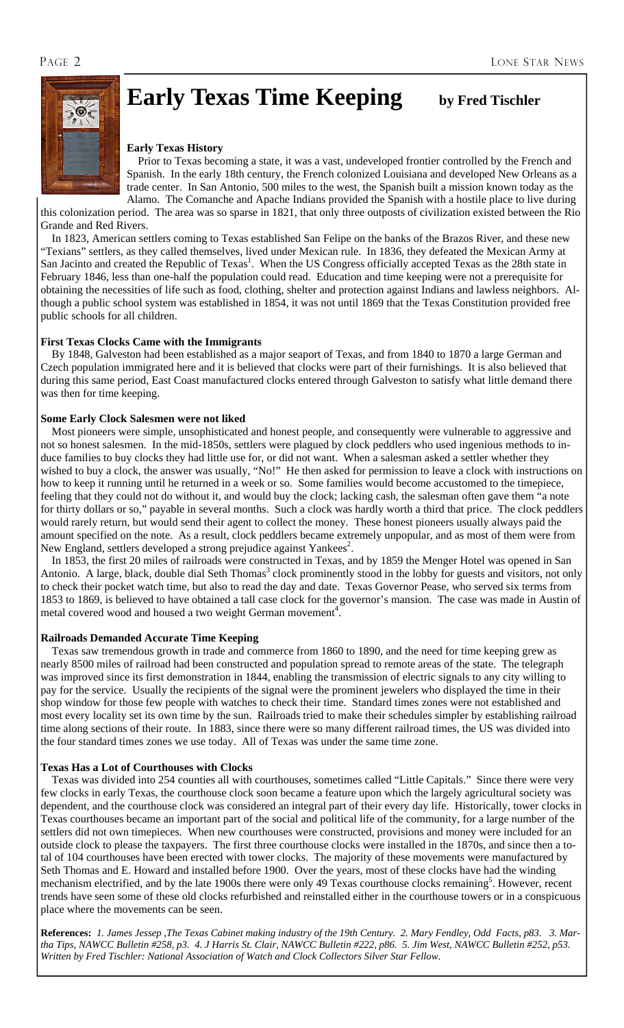# Early Texas Time Keeping

**by Fred Tischler**

### Early Texas History

Prior to Texas becoming a state, it was a vast, undeveloped frontier controlled by the French and Spanish. In the early 18th century, the French colonized Louisiana and developed New Orleans as a trade center. In San Antonio, 500 miles to the west, the Spanish built a mission known today as the Alamo. The Comanche and Apache Indians provided the Spanish with a hostile place to live during this colonization period. The area was so sparse in 1821, that only three outposts of civilization existed between the Rio Grande and Red Rivers.

In 1823, American settlers coming to Texas established San Felipe on the banks of the Brazos River, and these new "Texians" settlers, as they called themselves, lived under Mexican rule. In 1836, they defeated the Mexican Army at San Jacinto and created the Republic of Texas[1]. When the US Congress officially accepted Texas as the 28th state in February 1846, less than one-half the population could read. Education and time keeping were not a prerequisite for obtaining the necessities of life such as food, clothing, shelter and protection against Indians and lawless neighbors. Although a public school system was established in 1854, it was not until 1869 that the Texas Constitution provided free public schools for all children.

### First Texas Clocks Came with the Immigrants

By 1848, Galveston had been established as a major seaport of Texas, and from 1840 to 1870 a large German and Czech population immigrated here and it is believed that clocks were part of their furnishings. It is also believed that during this same period, East Coast manufactured clocks entered through Galveston to satisfy what little demand there was then for time keeping.

### Some Early Clock Salesmen were not liked

Most pioneers were simple, unsophisticated and honest people, and consequently were vulnerable to aggressive and not so honest salesmen. In the mid-1850s, settlers were plagued by clock peddlers who used ingenious methods to induce families to buy clocks they had little use for, or did not want. When a salesman asked a settler whether they wished to buy a clock, the answer was usually, "No!" He then asked for permission to leave a clock with instructions on how to keep it running until he returned in a week or so. Some families would become accustomed to the timepiece, feeling that they could not do without it, and would buy the clock; lacking cash, the salesman often gave them "a note for thirty dollars or so," payable in several months. Such a clock was hardly worth a third that price. The clock peddlers would rarely return, but would send their agent to collect the money. These honest pioneers usually always paid the amount specified on the note. As a result, clock peddlers became extremely unpopular, and as most of them were from New England, settlers developed a strong prejudice against Yankees[2].

In 1853, the first 20 miles of railroads were constructed in Texas, and by 1859 the Menger Hotel was opened in San Antonio. A large, black, double dial Seth Thomas[3] clock prominently stood in the lobby for guests and visitors, not only to check their pocket watch time, but also to read the day and date. Texas Governor Pease, who served six terms from 1853 to 1869, is believed to have obtained a tall case clock for the governor's mansion. The case was made in Austin of metal covered wood and housed a two weight German movement[4].

### Railroads Demanded Accurate Time Keeping

Texas saw tremendous growth in trade and commerce from 1860 to 1890, and the need for time keeping grew as nearly 8500 miles of railroad had been constructed and population spread to remote areas of the state. The telegraph was improved since its first demonstration in 1844, enabling the transmission of electric signals to any city willing to pay for the service. Usually the recipients of the signal were the prominent jewelers who displayed the time in their shop window for those few people with watches to check their time. Standard times zones were not established and most every locality set its own time by the sun. Railroads tried to make their schedules simpler by establishing railroad time along sections of their route. In 1883, since there were so many different railroad times, the US was divided into the four standard times zones we use today. All of Texas was under the same time zone.

### Texas Has a Lot of Courthouses with Clocks

Texas was divided into 254 counties all with courthouses, sometimes called "Little Capitals." Since there were very few clocks in early Texas, the courthouse clock soon became a feature upon which the largely agricultural society was dependent, and the courthouse clock was considered an integral part of their every day life. Historically, tower clocks in Texas courthouses became an important part of the social and political life of the community, for a large number of the settlers did not own timepieces. When new courthouses were constructed, provisions and money were included for an outside clock to please the taxpayers. The first three courthouse clocks were installed in the 1870s, and since then a total of 104 courthouses have been erected with tower clocks. The majority of these movements were manufactured by Seth Thomas and E. Howard and installed before 1900. Over the years, most of these clocks have had the winding mechanism electrified, and by the late 1900s there were only 49 Texas courthouse clocks remaining[5]. However, recent trends have seen some of these old clocks refurbished and reinstalled either in the courthouse towers or in a conspicuous place where the movements can be seen.

**References:** *1. James Jessep ,The Texas Cabinet making industry of the 19th Century. 2. Mary Fendley, Odd Facts, p83. 3. Martha Tips, NAWCC Bulletin #258, p3. 4. J Harris St. Clair, NAWCC Bulletin #222, p86. 5. Jim West, NAWCC Bulletin #252, p53. Written by Fred Tischler: National Association of Watch and Clock Collectors Silver Star Fellow.*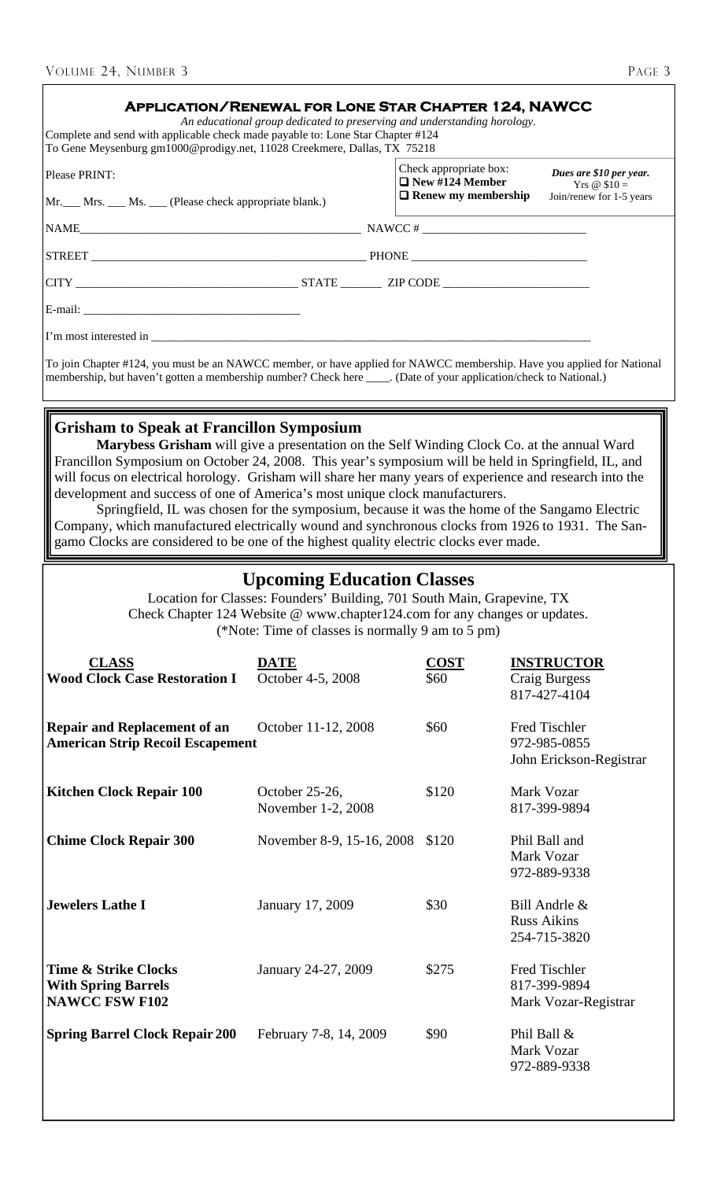## Application/Renewal for Lone Star Chapter 124, NAWCC

*An educational group dedicated to preserving and understanding horology.*

Complete and send with applicable check made payable to: Lone Star Chapter #124
To Gene Meysenburg gm1000@prodigy.net, 11028 Creekmere, Dallas, TX 75218

Please PRINT:

Mr.___ Mrs. ___ Ms. ___ (Please check appropriate blank.)

Check appropriate box:
- ☐ **New #124 Member**
- ☐ **Renew my membership**

***Dues are $10 per year.*** Yrs @ $10 = Join/renew for 1-5 years

NAME_______________________________________________ NAWCC # ___________________________

STREET ______________________________________________ PHONE ______________________________

CITY ___________________________________ STATE _______ ZIP CODE ________________________

E-mail: ____________________________________

I'm most interested in ______________________________________________________________________

To join Chapter #124, you must be an NAWCC member, or have applied for NAWCC membership. Have you applied for National membership, but haven't gotten a membership number? Check here ____. (Date of your application/check to National.)

## Grisham to Speak at Francillon Symposium

**Marybess Grisham** will give a presentation on the Self Winding Clock Co. at the annual Ward Francillon Symposium on October 24, 2008. This year's symposium will be held in Springfield, IL, and will focus on electrical horology. Grisham will share her many years of experience and research into the development and success of one of America's most unique clock manufacturers.

Springfield, IL was chosen for the symposium, because it was the home of the Sangamo Electric Company, which manufactured electrically wound and synchronous clocks from 1926 to 1931. The Sangamo Clocks are considered to be one of the highest quality electric clocks ever made.

## Upcoming Education Classes

Location for Classes: Founders' Building, 701 South Main, Grapevine, TX
Check Chapter 124 Website @ www.chapter124.com for any changes or updates.
(*Note: Time of classes is normally 9 am to 5 pm)

| CLASS | DATE | COST | INSTRUCTOR |
|---|---|---|---|
| **Wood Clock Case Restoration I** | October 4-5, 2008 | $60 | Craig Burgess 817-427-4104 |
| **Repair and Replacement of an American Strip Recoil Escapement** | October 11-12, 2008 | $60 | Fred Tischler 972-985-0855 John Erickson-Registrar |
| **Kitchen Clock Repair 100** | October 25-26, November 1-2, 2008 | $120 | Mark Vozar 817-399-9894 |
| **Chime Clock Repair 300** | November 8-9, 15-16, 2008 | $120 | Phil Ball and Mark Vozar 972-889-9338 |
| **Jewelers Lathe I** | January 17, 2009 | $30 | Bill Andrle & Russ Aikins 254-715-3820 |
| **Time & Strike Clocks With Spring Barrels NAWCC FSW F102** | January 24-27, 2009 | $275 | Fred Tischler 817-399-9894 Mark Vozar-Registrar |
| **Spring Barrel Clock Repair 200** | February 7-8, 14, 2009 | $90 | Phil Ball & Mark Vozar 972-889-9338 |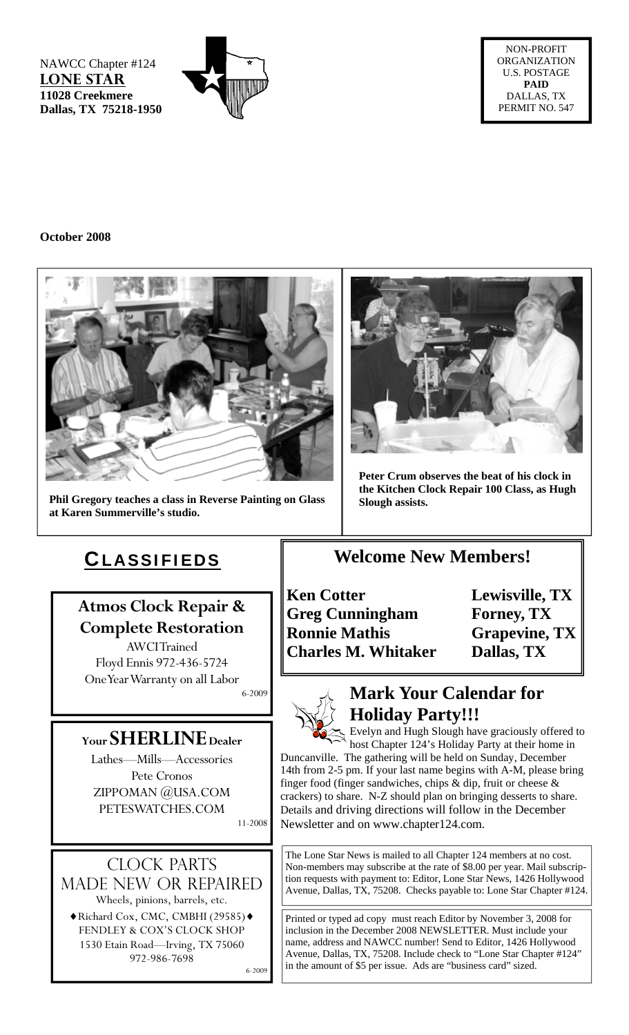NAWCC Chapter #124
**LONE STAR**
**11028 Creekmere**
**Dallas, TX 75218-1950**

NON-PROFIT
ORGANIZATION
U.S. POSTAGE
**PAID**
DALLAS, TX
PERMIT NO. 547

**October 2008**

**Phil Gregory teaches a class in Reverse Painting on Glass at Karen Summerville's studio.**

**Peter Crum observes the beat of his clock in the Kitchen Clock Repair 100 Class, as Hugh Slough assists.**

## CLASSIFIEDS

### Atmos Clock Repair & Complete Restoration

AWCI Trained
Floyd Ennis 972-436-5724
One Year Warranty on all Labor
6-2009

### Your SHERLINE Dealer

Lathes—Mills—Accessories
Pete Cronos
ZIPPOMAN @USA.COM
PETESWATCHES.COM
11-2008

### CLOCK PARTS MADE NEW OR REPAIRED

Wheels, pinions, barrels, etc.
♦Richard Cox, CMC, CMBHI (29585)♦
FENDLEY & COX'S CLOCK SHOP
1530 Etain Road—Irving, TX 75060
972-986-7698
6-2009

## Welcome New Members!

| | |
|---|---|
| **Ken Cotter** | **Lewisville, TX** |
| **Greg Cunningham** | **Forney, TX** |
| **Ronnie Mathis** | **Grapevine, TX** |
| **Charles M. Whitaker** | **Dallas, TX** |

## Mark Your Calendar for Holiday Party!!!

Evelyn and Hugh Slough have graciously offered to host Chapter 124's Holiday Party at their home in Duncanville. The gathering will be held on Sunday, December 14th from 2-5 pm. If your last name begins with A-M, please bring finger food (finger sandwiches, chips & dip, fruit or cheese & crackers) to share. N-Z should plan on bringing desserts to share. Details and driving directions will follow in the December Newsletter and on www.chapter124.com.

The Lone Star News is mailed to all Chapter 124 members at no cost. Non-members may subscribe at the rate of $8.00 per year. Mail subscription requests with payment to: Editor, Lone Star News, 1426 Hollywood Avenue, Dallas, TX, 75208. Checks payable to: Lone Star Chapter #124.

Printed or typed ad copy must reach Editor by November 3, 2008 for inclusion in the December 2008 NEWSLETTER. Must include your name, address and NAWCC number! Send to Editor, 1426 Hollywood Avenue, Dallas, TX, 75208. Include check to "Lone Star Chapter #124" in the amount of $5 per issue. Ads are "business card" sized.